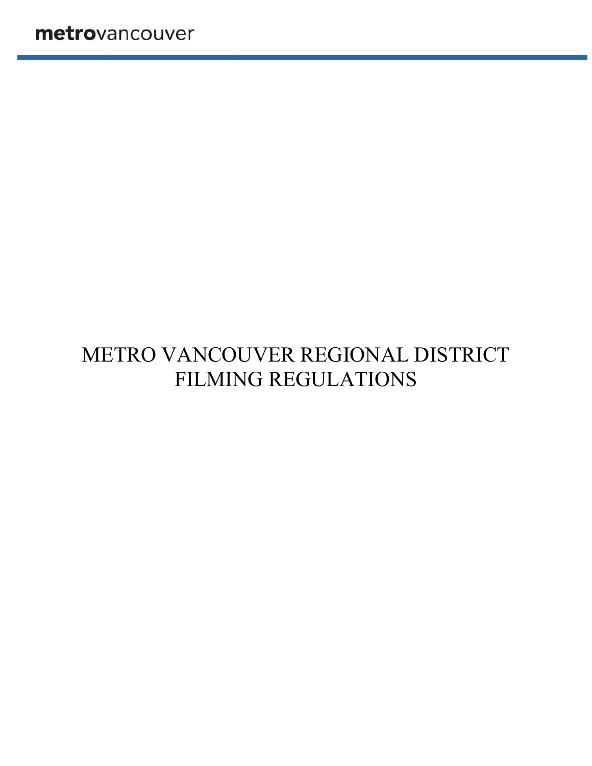metrovancouver

# METRO VANCOUVER REGIONAL DISTRICT FILMING REGULATIONS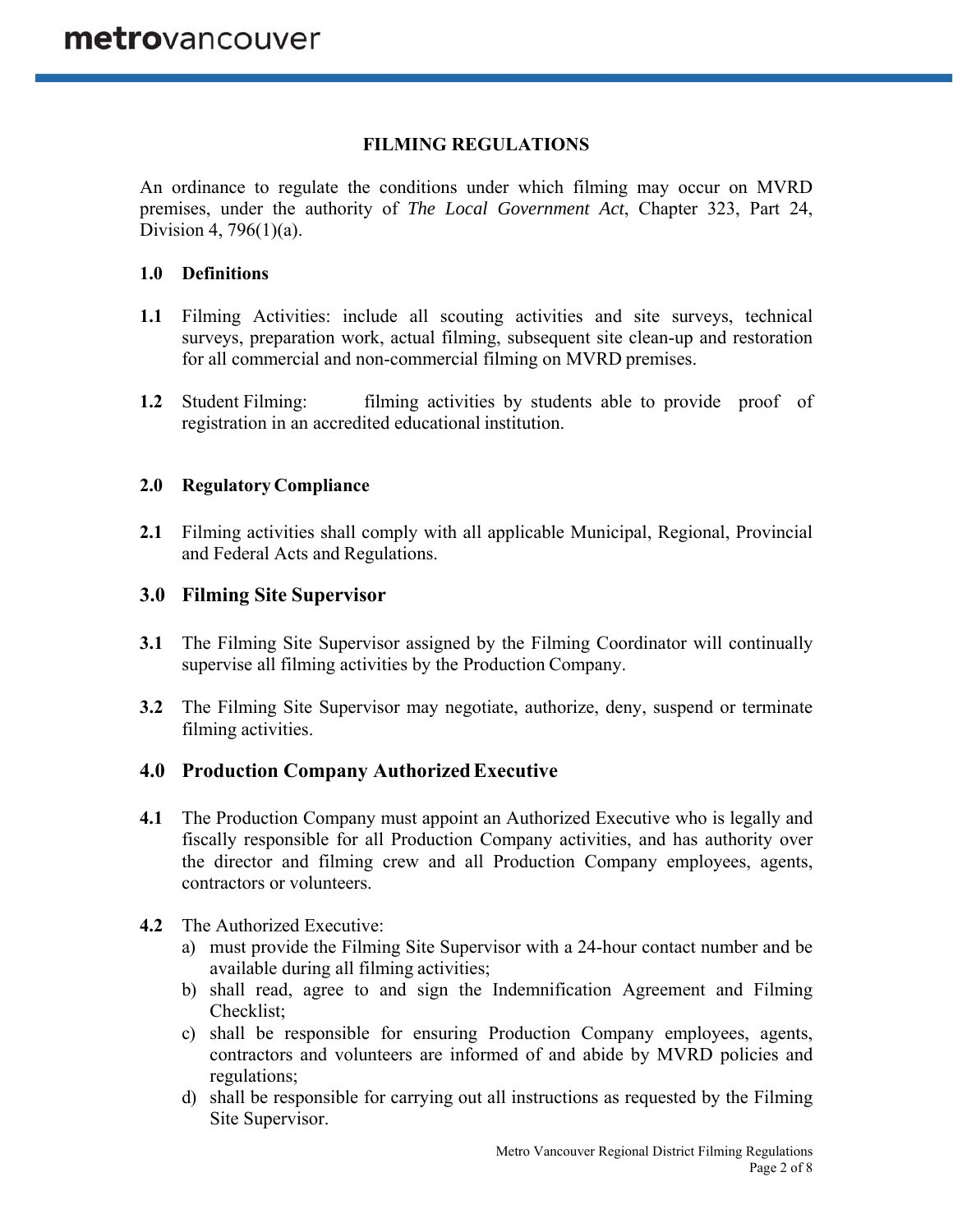## FILMING REGULATIONS

An ordinance to regulate the conditions under which filming may occur on MVRD premises, under the authority of *The Local Government Act*, Chapter 323, Part 24, Division 4, 796(1)(a).

### 1.0 Definitions

**1.1** Filming Activities: include all scouting activities and site surveys, technical surveys, preparation work, actual filming, subsequent site clean-up and restoration for all commercial and non-commercial filming on MVRD premises.

**1.2** Student Filming: filming activities by students able to provide proof of registration in an accredited educational institution.

### 2.0 Regulatory Compliance

**2.1** Filming activities shall comply with all applicable Municipal, Regional, Provincial and Federal Acts and Regulations.

### 3.0 Filming Site Supervisor

**3.1** The Filming Site Supervisor assigned by the Filming Coordinator will continually supervise all filming activities by the Production Company.

**3.2** The Filming Site Supervisor may negotiate, authorize, deny, suspend or terminate filming activities.

### 4.0 Production Company Authorized Executive

**4.1** The Production Company must appoint an Authorized Executive who is legally and fiscally responsible for all Production Company activities, and has authority over the director and filming crew and all Production Company employees, agents, contractors or volunteers.

**4.2** The Authorized Executive:

a) must provide the Filming Site Supervisor with a 24-hour contact number and be available during all filming activities;

b) shall read, agree to and sign the Indemnification Agreement and Filming Checklist;

c) shall be responsible for ensuring Production Company employees, agents, contractors and volunteers are informed of and abide by MVRD policies and regulations;

d) shall be responsible for carrying out all instructions as requested by the Filming Site Supervisor.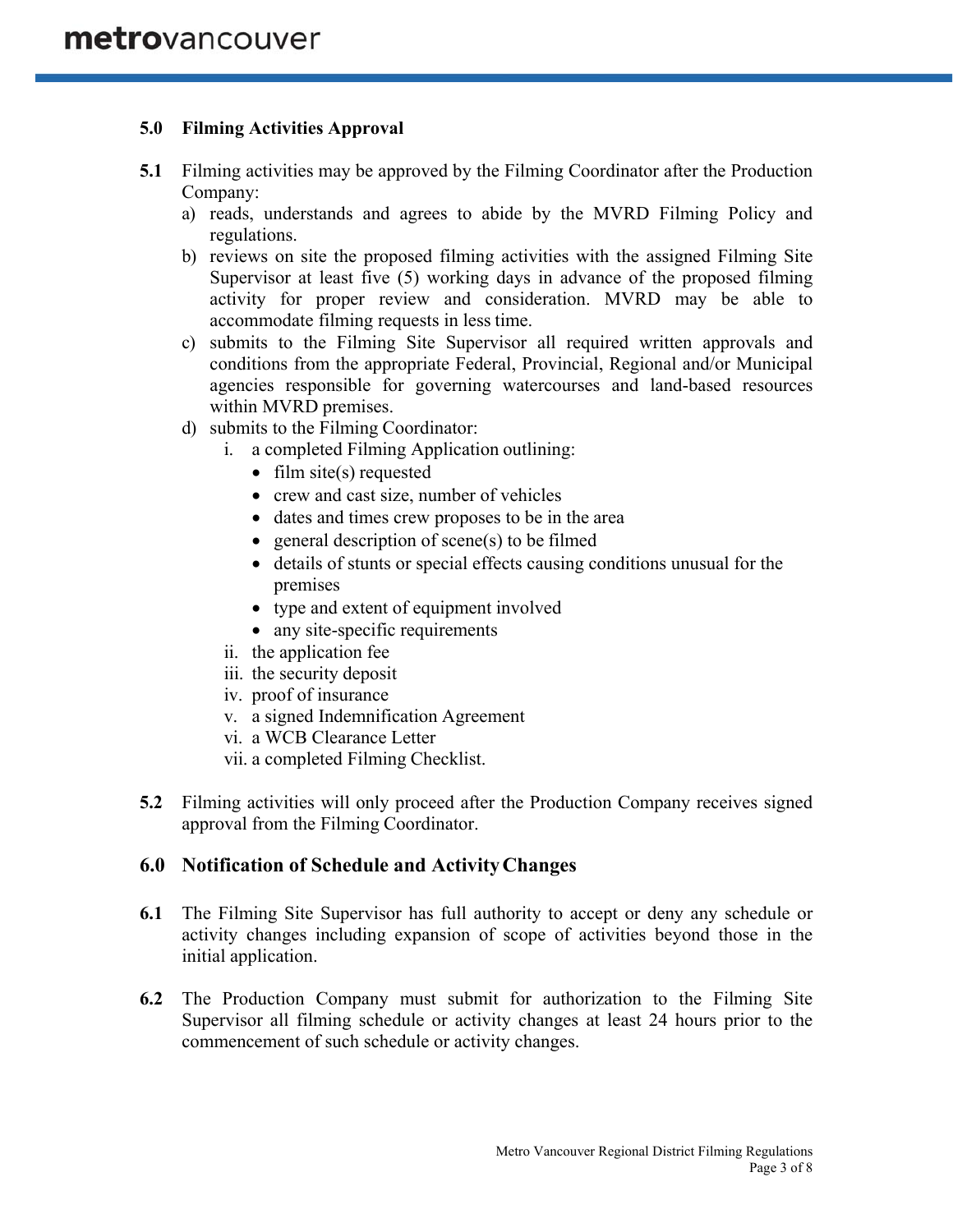## 5.0 Filming Activities Approval

**5.1** Filming activities may be approved by the Filming Coordinator after the Production Company:

a) reads, understands and agrees to abide by the MVRD Filming Policy and regulations.

b) reviews on site the proposed filming activities with the assigned Filming Site Supervisor at least five (5) working days in advance of the proposed filming activity for proper review and consideration. MVRD may be able to accommodate filming requests in less time.

c) submits to the Filming Site Supervisor all required written approvals and conditions from the appropriate Federal, Provincial, Regional and/or Municipal agencies responsible for governing watercourses and land-based resources within MVRD premises.

d) submits to the Filming Coordinator:

   i. a completed Filming Application outlining:
      - film site(s) requested
      - crew and cast size, number of vehicles
      - dates and times crew proposes to be in the area
      - general description of scene(s) to be filmed
      - details of stunts or special effects causing conditions unusual for the premises
      - type and extent of equipment involved
      - any site-specific requirements

   ii. the application fee

   iii. the security deposit

   iv. proof of insurance

   v. a signed Indemnification Agreement

   vi. a WCB Clearance Letter

   vii. a completed Filming Checklist.

**5.2** Filming activities will only proceed after the Production Company receives signed approval from the Filming Coordinator.

## 6.0 Notification of Schedule and Activity Changes

**6.1** The Filming Site Supervisor has full authority to accept or deny any schedule or activity changes including expansion of scope of activities beyond those in the initial application.

**6.2** The Production Company must submit for authorization to the Filming Site Supervisor all filming schedule or activity changes at least 24 hours prior to the commencement of such schedule or activity changes.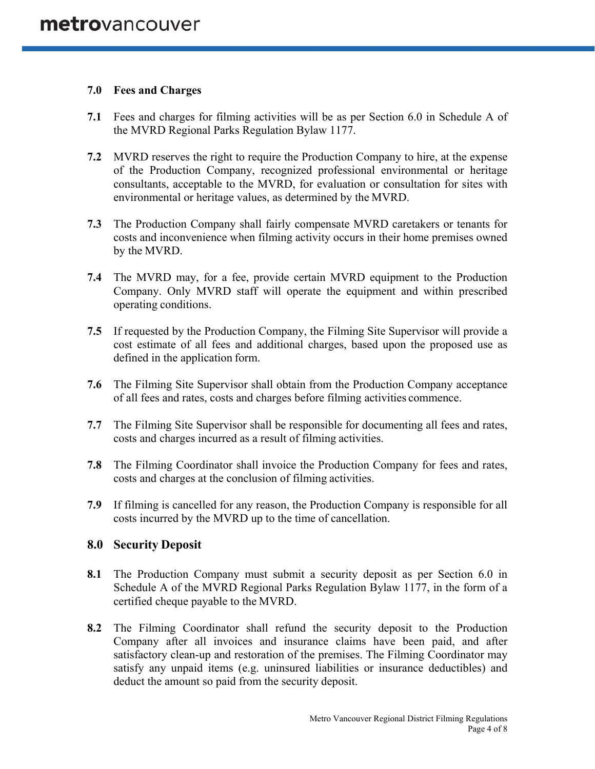## 7.0 Fees and Charges

**7.1** Fees and charges for filming activities will be as per Section 6.0 in Schedule A of the MVRD Regional Parks Regulation Bylaw 1177.

**7.2** MVRD reserves the right to require the Production Company to hire, at the expense of the Production Company, recognized professional environmental or heritage consultants, acceptable to the MVRD, for evaluation or consultation for sites with environmental or heritage values, as determined by the MVRD.

**7.3** The Production Company shall fairly compensate MVRD caretakers or tenants for costs and inconvenience when filming activity occurs in their home premises owned by the MVRD.

**7.4** The MVRD may, for a fee, provide certain MVRD equipment to the Production Company. Only MVRD staff will operate the equipment and within prescribed operating conditions.

**7.5** If requested by the Production Company, the Filming Site Supervisor will provide a cost estimate of all fees and additional charges, based upon the proposed use as defined in the application form.

**7.6** The Filming Site Supervisor shall obtain from the Production Company acceptance of all fees and rates, costs and charges before filming activities commence.

**7.7** The Filming Site Supervisor shall be responsible for documenting all fees and rates, costs and charges incurred as a result of filming activities.

**7.8** The Filming Coordinator shall invoice the Production Company for fees and rates, costs and charges at the conclusion of filming activities.

**7.9** If filming is cancelled for any reason, the Production Company is responsible for all costs incurred by the MVRD up to the time of cancellation.

## 8.0 Security Deposit

**8.1** The Production Company must submit a security deposit as per Section 6.0 in Schedule A of the MVRD Regional Parks Regulation Bylaw 1177, in the form of a certified cheque payable to the MVRD.

**8.2** The Filming Coordinator shall refund the security deposit to the Production Company after all invoices and insurance claims have been paid, and after satisfactory clean-up and restoration of the premises. The Filming Coordinator may satisfy any unpaid items (e.g. uninsured liabilities or insurance deductibles) and deduct the amount so paid from the security deposit.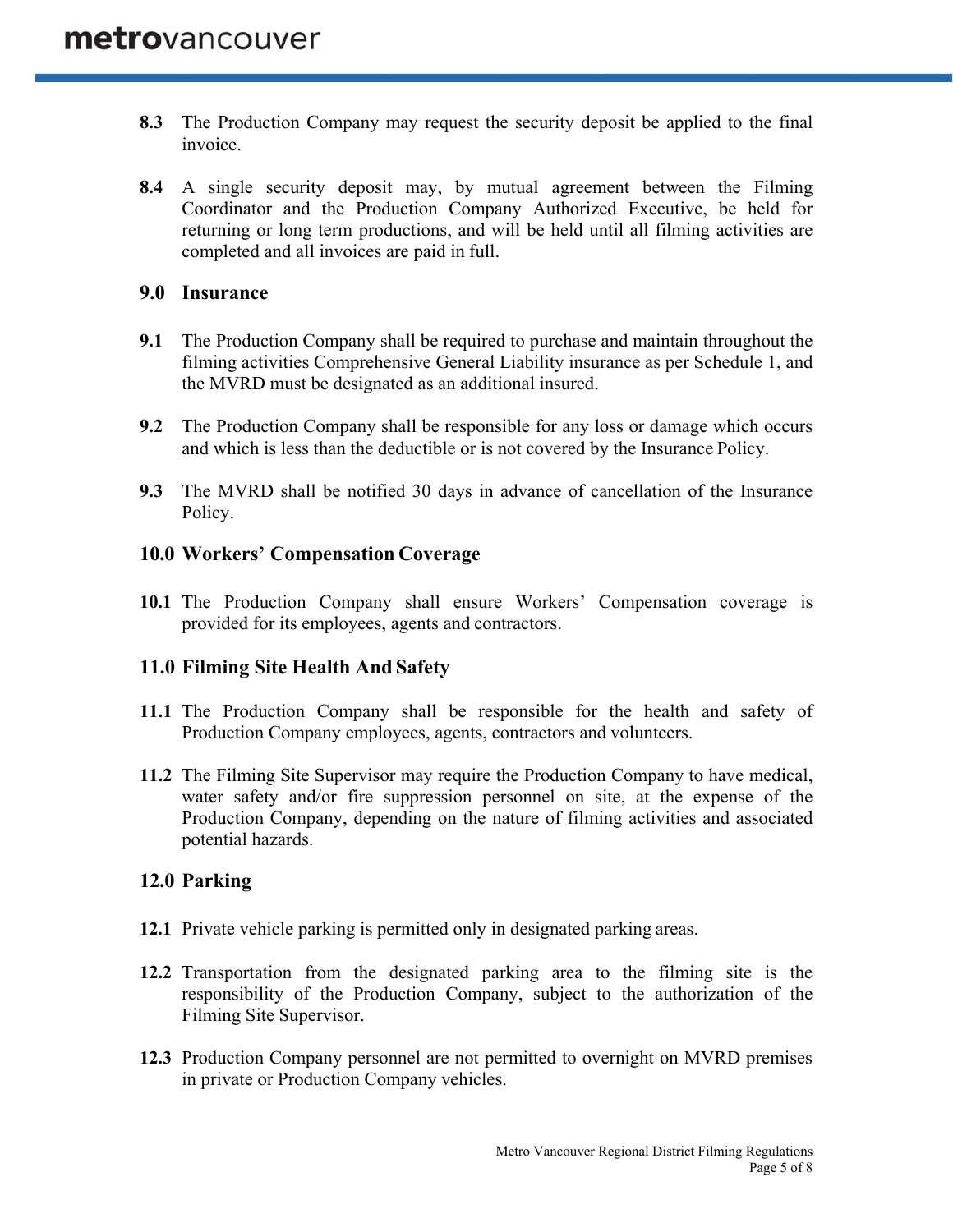**8.3** The Production Company may request the security deposit be applied to the final invoice.

**8.4** A single security deposit may, by mutual agreement between the Filming Coordinator and the Production Company Authorized Executive, be held for returning or long term productions, and will be held until all filming activities are completed and all invoices are paid in full.

## 9.0 Insurance

**9.1** The Production Company shall be required to purchase and maintain throughout the filming activities Comprehensive General Liability insurance as per Schedule 1, and the MVRD must be designated as an additional insured.

**9.2** The Production Company shall be responsible for any loss or damage which occurs and which is less than the deductible or is not covered by the Insurance Policy.

**9.3** The MVRD shall be notified 30 days in advance of cancellation of the Insurance Policy.

## 10.0 Workers' Compensation Coverage

**10.1** The Production Company shall ensure Workers' Compensation coverage is provided for its employees, agents and contractors.

## 11.0 Filming Site Health And Safety

**11.1** The Production Company shall be responsible for the health and safety of Production Company employees, agents, contractors and volunteers.

**11.2** The Filming Site Supervisor may require the Production Company to have medical, water safety and/or fire suppression personnel on site, at the expense of the Production Company, depending on the nature of filming activities and associated potential hazards.

## 12.0 Parking

**12.1** Private vehicle parking is permitted only in designated parking areas.

**12.2** Transportation from the designated parking area to the filming site is the responsibility of the Production Company, subject to the authorization of the Filming Site Supervisor.

**12.3** Production Company personnel are not permitted to overnight on MVRD premises in private or Production Company vehicles.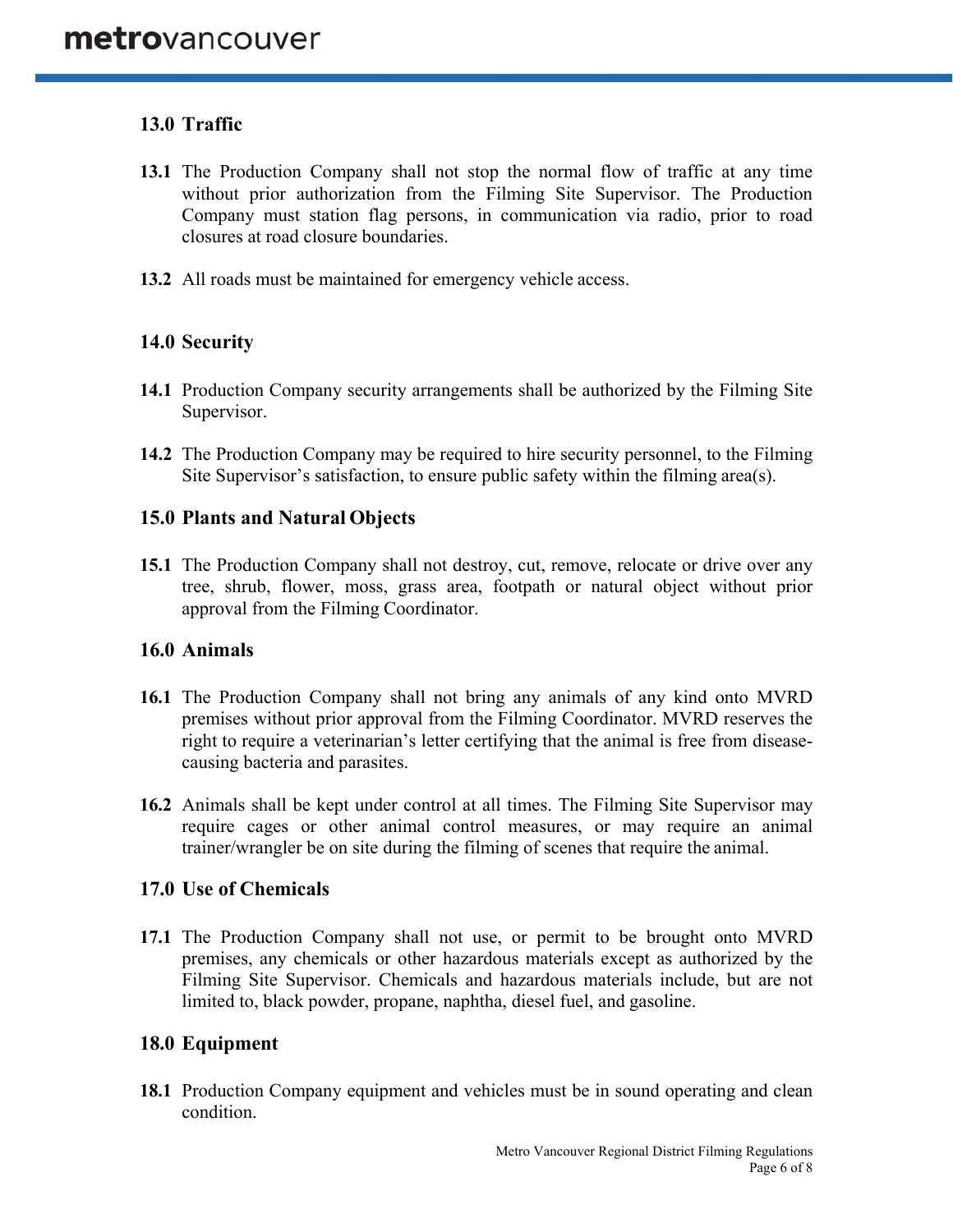## 13.0 Traffic

**13.1** The Production Company shall not stop the normal flow of traffic at any time without prior authorization from the Filming Site Supervisor. The Production Company must station flag persons, in communication via radio, prior to road closures at road closure boundaries.

**13.2** All roads must be maintained for emergency vehicle access.

## 14.0 Security

**14.1** Production Company security arrangements shall be authorized by the Filming Site Supervisor.

**14.2** The Production Company may be required to hire security personnel, to the Filming Site Supervisor's satisfaction, to ensure public safety within the filming area(s).

## 15.0 Plants and Natural Objects

**15.1** The Production Company shall not destroy, cut, remove, relocate or drive over any tree, shrub, flower, moss, grass area, footpath or natural object without prior approval from the Filming Coordinator.

## 16.0 Animals

**16.1** The Production Company shall not bring any animals of any kind onto MVRD premises without prior approval from the Filming Coordinator. MVRD reserves the right to require a veterinarian's letter certifying that the animal is free from disease-causing bacteria and parasites.

**16.2** Animals shall be kept under control at all times. The Filming Site Supervisor may require cages or other animal control measures, or may require an animal trainer/wrangler be on site during the filming of scenes that require the animal.

## 17.0 Use of Chemicals

**17.1** The Production Company shall not use, or permit to be brought onto MVRD premises, any chemicals or other hazardous materials except as authorized by the Filming Site Supervisor. Chemicals and hazardous materials include, but are not limited to, black powder, propane, naphtha, diesel fuel, and gasoline.

## 18.0 Equipment

**18.1** Production Company equipment and vehicles must be in sound operating and clean condition.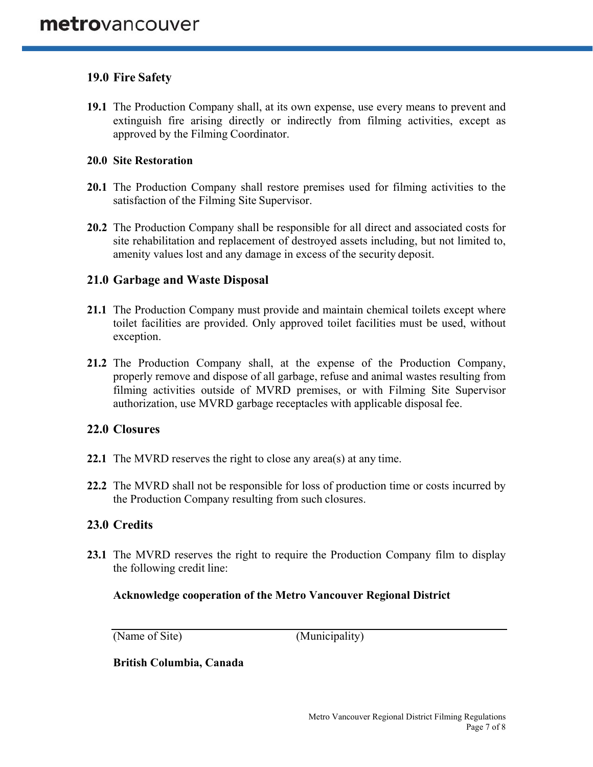## 19.0 Fire Safety

**19.1** The Production Company shall, at its own expense, use every means to prevent and extinguish fire arising directly or indirectly from filming activities, except as approved by the Filming Coordinator.

## 20.0 Site Restoration

**20.1** The Production Company shall restore premises used for filming activities to the satisfaction of the Filming Site Supervisor.

**20.2** The Production Company shall be responsible for all direct and associated costs for site rehabilitation and replacement of destroyed assets including, but not limited to, amenity values lost and any damage in excess of the security deposit.

## 21.0 Garbage and Waste Disposal

**21.1** The Production Company must provide and maintain chemical toilets except where toilet facilities are provided. Only approved toilet facilities must be used, without exception.

**21.2** The Production Company shall, at the expense of the Production Company, properly remove and dispose of all garbage, refuse and animal wastes resulting from filming activities outside of MVRD premises, or with Filming Site Supervisor authorization, use MVRD garbage receptacles with applicable disposal fee.

## 22.0 Closures

**22.1** The MVRD reserves the right to close any area(s) at any time.

**22.2** The MVRD shall not be responsible for loss of production time or costs incurred by the Production Company resulting from such closures.

## 23.0 Credits

**23.1** The MVRD reserves the right to require the Production Company film to display the following credit line:

**Acknowledge cooperation of the Metro Vancouver Regional District**

______________________________________________

(Name of Site) (Municipality)

**British Columbia, Canada**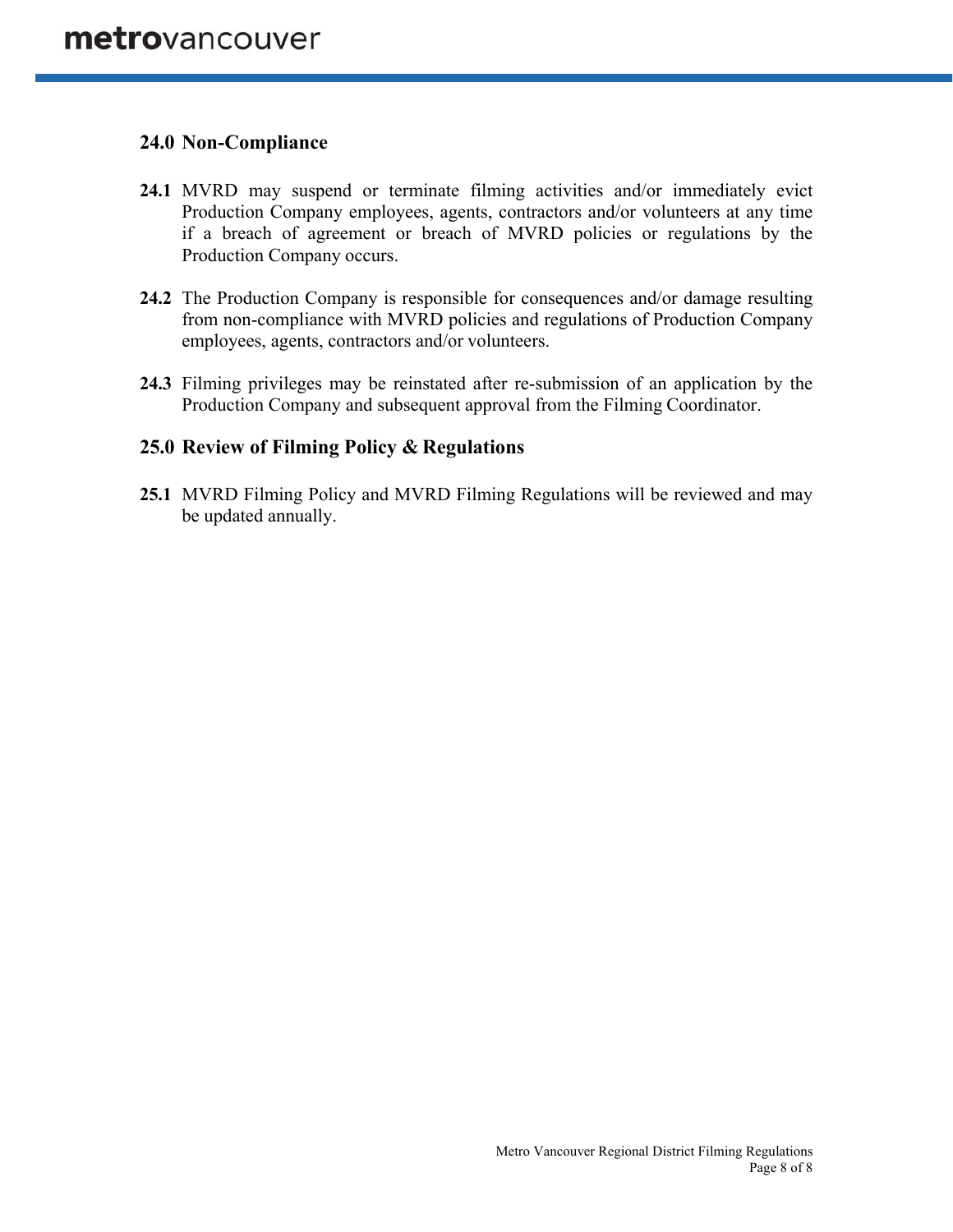## 24.0 Non-Compliance

**24.1** MVRD may suspend or terminate filming activities and/or immediately evict Production Company employees, agents, contractors and/or volunteers at any time if a breach of agreement or breach of MVRD policies or regulations by the Production Company occurs.

**24.2** The Production Company is responsible for consequences and/or damage resulting from non-compliance with MVRD policies and regulations of Production Company employees, agents, contractors and/or volunteers.

**24.3** Filming privileges may be reinstated after re-submission of an application by the Production Company and subsequent approval from the Filming Coordinator.

## 25.0 Review of Filming Policy & Regulations

**25.1** MVRD Filming Policy and MVRD Filming Regulations will be reviewed and may be updated annually.